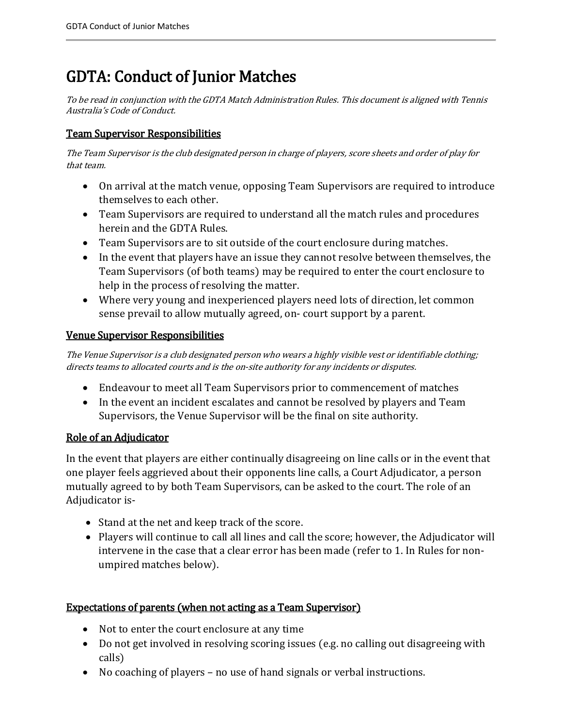# GDTA: Conduct of Junior Matches

*To be read in conjunction with the GDTA Match Administration Rules. This document is aligned with Tennis Australia's Code of Conduct.*

## Team Supervisor Responsibilities

*The Team Supervisor is the club designated person in charge of players, score sheets and order of play for that team.*

- On arrival at the match venue, opposing Team Supervisors are required to introduce themselves to each other.
- Team Supervisors are required to understand all the match rules and procedures herein and the GDTA Rules.
- Team Supervisors are to sit outside of the court enclosure during matches.
- In the event that players have an issue they cannot resolve between themselves, the Team Supervisors (of both teams) may be required to enter the court enclosure to help in the process of resolving the matter.
- Where very young and inexperienced players need lots of direction, let common sense prevail to allow mutually agreed, on- court support by a parent.

## Venue Supervisor Responsibilities

*The Venue Supervisor is a club designated person who wears a highly visible vest or identifiable clothing; directs teams to allocated courts and is the on-site authority for any incidents or disputes.*

- Endeavour to meet all Team Supervisors prior to commencement of matches
- In the event an incident escalates and cannot be resolved by players and Team Supervisors, the Venue Supervisor will be the final on site authority.

## Role of an Adjudicator

In the event that players are either continually disagreeing on line calls or in the event that one player feels aggrieved about their opponents line calls, a Court Adjudicator, a person mutually agreed to by both Team Supervisors, can be asked to the court. The role of an Adjudicator is-

- Stand at the net and keep track of the score.
- Players will continue to call all lines and call the score; however, the Adjudicator will intervene in the case that a clear error has been made (refer to 1. In Rules for non-umpired matches below).

## Expectations of parents (when not acting as a Team Supervisor)

- Not to enter the court enclosure at any time
- Do not get involved in resolving scoring issues (e.g. no calling out disagreeing with calls)
- No coaching of players – no use of hand signals or verbal instructions.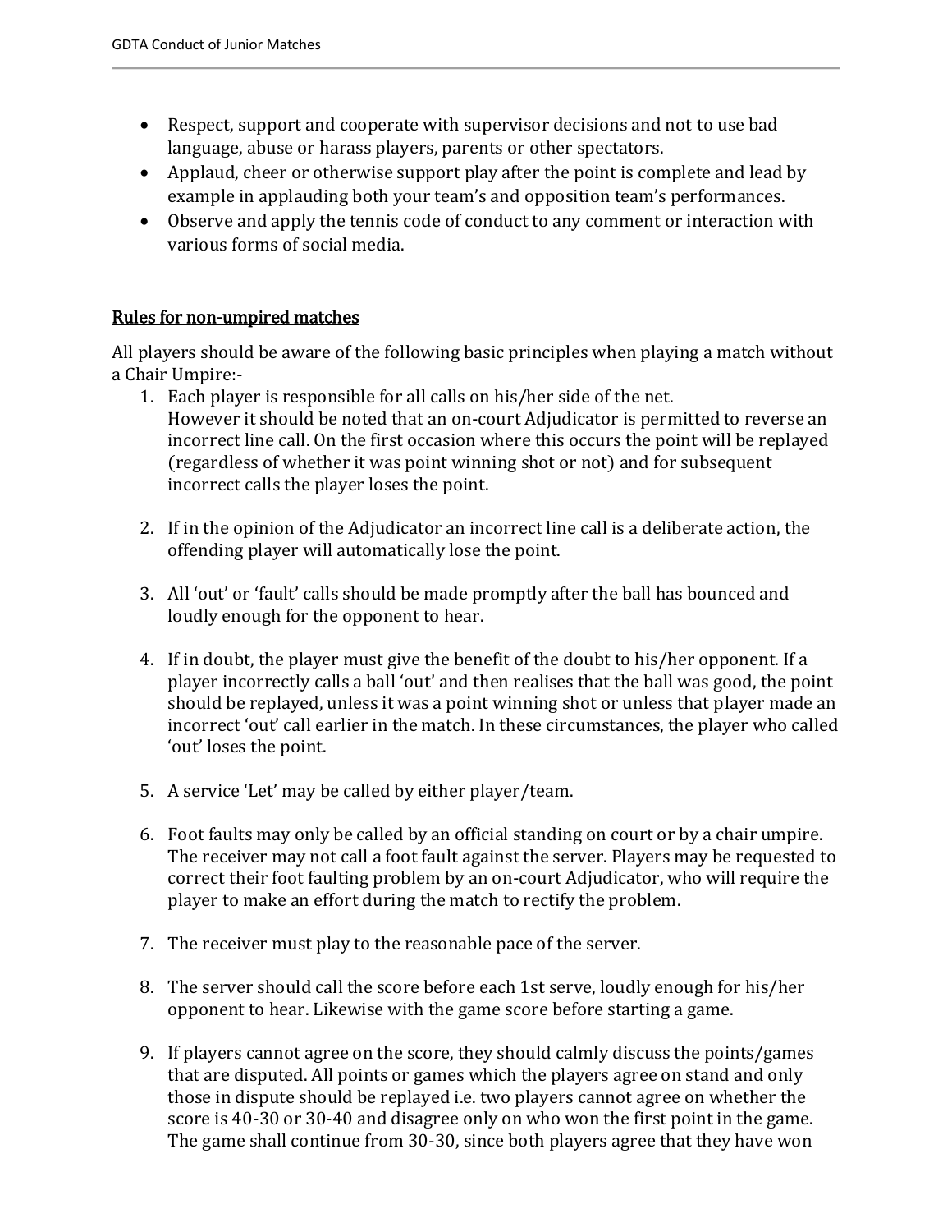- Respect, support and cooperate with supervisor decisions and not to use bad language, abuse or harass players, parents or other spectators.
- Applaud, cheer or otherwise support play after the point is complete and lead by example in applauding both your team's and opposition team's performances.
- Observe and apply the tennis code of conduct to any comment or interaction with various forms of social media.

## <u>Rules for non-umpired matches</u>

All players should be aware of the following basic principles when playing a match without a Chair Umpire:-

1. Each player is responsible for all calls on his/her side of the net.
   However it should be noted that an on-court Adjudicator is permitted to reverse an incorrect line call. On the first occasion where this occurs the point will be replayed (regardless of whether it was point winning shot or not) and for subsequent incorrect calls the player loses the point.

2. If in the opinion of the Adjudicator an incorrect line call is a deliberate action, the offending player will automatically lose the point.

3. All 'out' or 'fault' calls should be made promptly after the ball has bounced and loudly enough for the opponent to hear.

4. If in doubt, the player must give the benefit of the doubt to his/her opponent. If a player incorrectly calls a ball 'out' and then realises that the ball was good, the point should be replayed, unless it was a point winning shot or unless that player made an incorrect 'out' call earlier in the match. In these circumstances, the player who called 'out' loses the point.

5. A service 'Let' may be called by either player/team.

6. Foot faults may only be called by an official standing on court or by a chair umpire. The receiver may not call a foot fault against the server. Players may be requested to correct their foot faulting problem by an on-court Adjudicator, who will require the player to make an effort during the match to rectify the problem.

7. The receiver must play to the reasonable pace of the server.

8. The server should call the score before each 1st serve, loudly enough for his/her opponent to hear. Likewise with the game score before starting a game.

9. If players cannot agree on the score, they should calmly discuss the points/games that are disputed. All points or games which the players agree on stand and only those in dispute should be replayed i.e. two players cannot agree on whether the score is 40-30 or 30-40 and disagree only on who won the first point in the game. The game shall continue from 30-30, since both players agree that they have won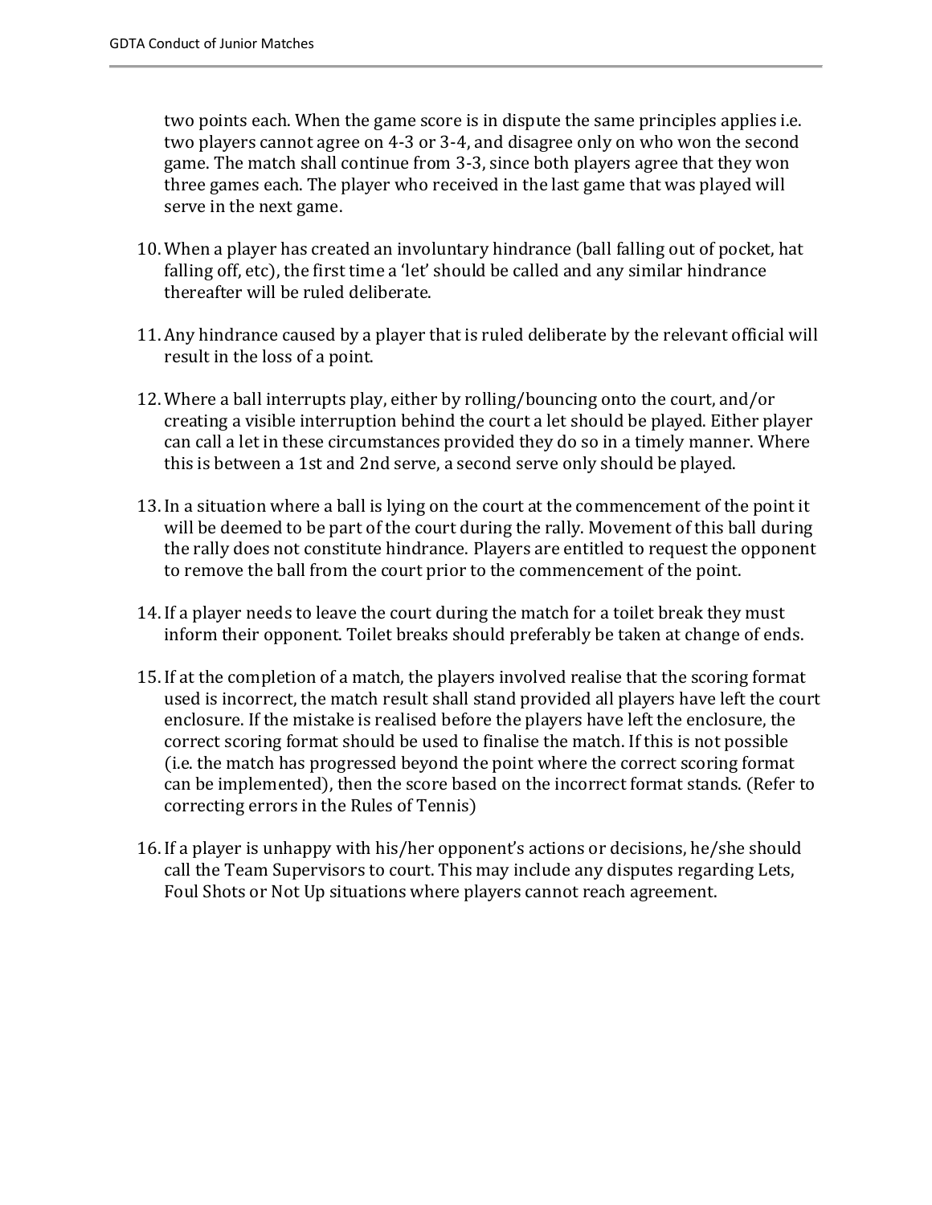two points each. When the game score is in dispute the same principles applies i.e. two players cannot agree on 4-3 or 3-4, and disagree only on who won the second game. The match shall continue from 3-3, since both players agree that they won three games each. The player who received in the last game that was played will serve in the next game.

10. When a player has created an involuntary hindrance (ball falling out of pocket, hat falling off, etc), the first time a 'let' should be called and any similar hindrance thereafter will be ruled deliberate.

11. Any hindrance caused by a player that is ruled deliberate by the relevant official will result in the loss of a point.

12. Where a ball interrupts play, either by rolling/bouncing onto the court, and/or creating a visible interruption behind the court a let should be played. Either player can call a let in these circumstances provided they do so in a timely manner. Where this is between a 1st and 2nd serve, a second serve only should be played.

13. In a situation where a ball is lying on the court at the commencement of the point it will be deemed to be part of the court during the rally. Movement of this ball during the rally does not constitute hindrance. Players are entitled to request the opponent to remove the ball from the court prior to the commencement of the point.

14. If a player needs to leave the court during the match for a toilet break they must inform their opponent. Toilet breaks should preferably be taken at change of ends.

15. If at the completion of a match, the players involved realise that the scoring format used is incorrect, the match result shall stand provided all players have left the court enclosure. If the mistake is realised before the players have left the enclosure, the correct scoring format should be used to finalise the match. If this is not possible (i.e. the match has progressed beyond the point where the correct scoring format can be implemented), then the score based on the incorrect format stands. (Refer to correcting errors in the Rules of Tennis)

16. If a player is unhappy with his/her opponent's actions or decisions, he/she should call the Team Supervisors to court. This may include any disputes regarding Lets, Foul Shots or Not Up situations where players cannot reach agreement.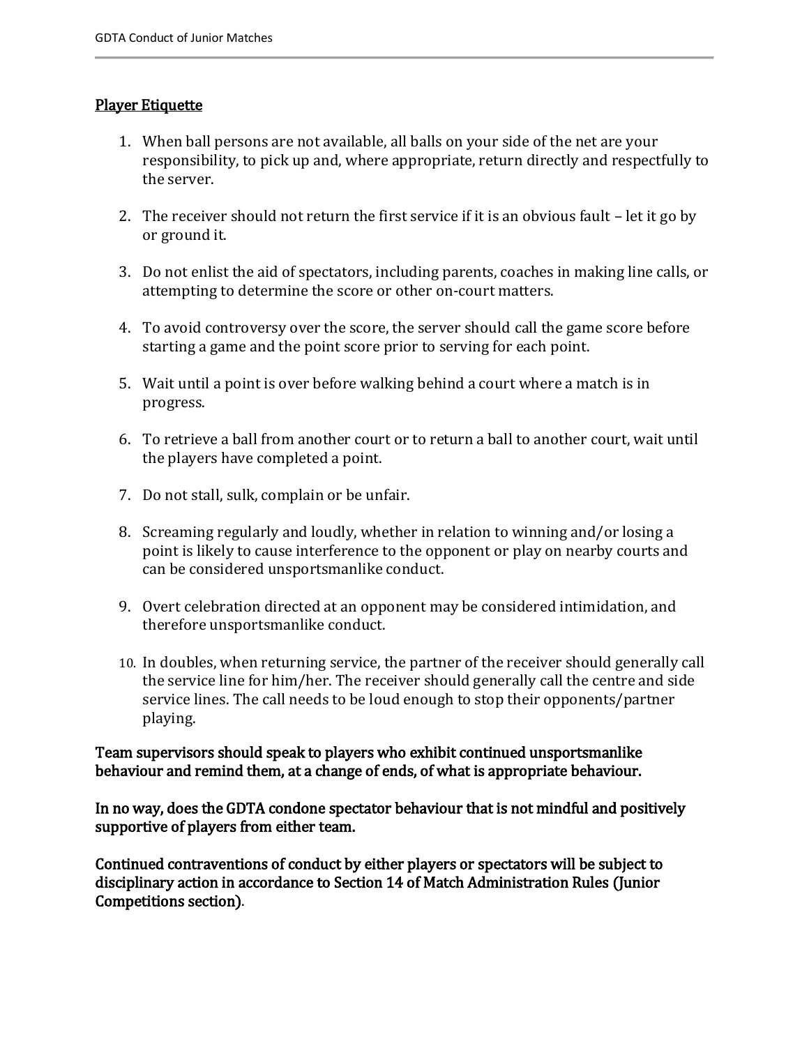## Player Etiquette

1. When ball persons are not available, all balls on your side of the net are your responsibility, to pick up and, where appropriate, return directly and respectfully to the server.
2. The receiver should not return the first service if it is an obvious fault – let it go by or ground it.
3. Do not enlist the aid of spectators, including parents, coaches in making line calls, or attempting to determine the score or other on-court matters.
4. To avoid controversy over the score, the server should call the game score before starting a game and the point score prior to serving for each point.
5. Wait until a point is over before walking behind a court where a match is in progress.
6. To retrieve a ball from another court or to return a ball to another court, wait until the players have completed a point.
7. Do not stall, sulk, complain or be unfair.
8. Screaming regularly and loudly, whether in relation to winning and/or losing a point is likely to cause interference to the opponent or play on nearby courts and can be considered unsportsmanlike conduct.
9. Overt celebration directed at an opponent may be considered intimidation, and therefore unsportsmanlike conduct.
10. In doubles, when returning service, the partner of the receiver should generally call the service line for him/her. The receiver should generally call the centre and side service lines. The call needs to be loud enough to stop their opponents/partner playing.

**Team supervisors should speak to players who exhibit continued unsportsmanlike behaviour and remind them, at a change of ends, of what is appropriate behaviour.**

**In no way, does the GDTA condone spectator behaviour that is not mindful and positively supportive of players from either team.**

**Continued contraventions of conduct by either players or spectators will be subject to disciplinary action in accordance to Section 14 of Match Administration Rules (Junior Competitions section).**